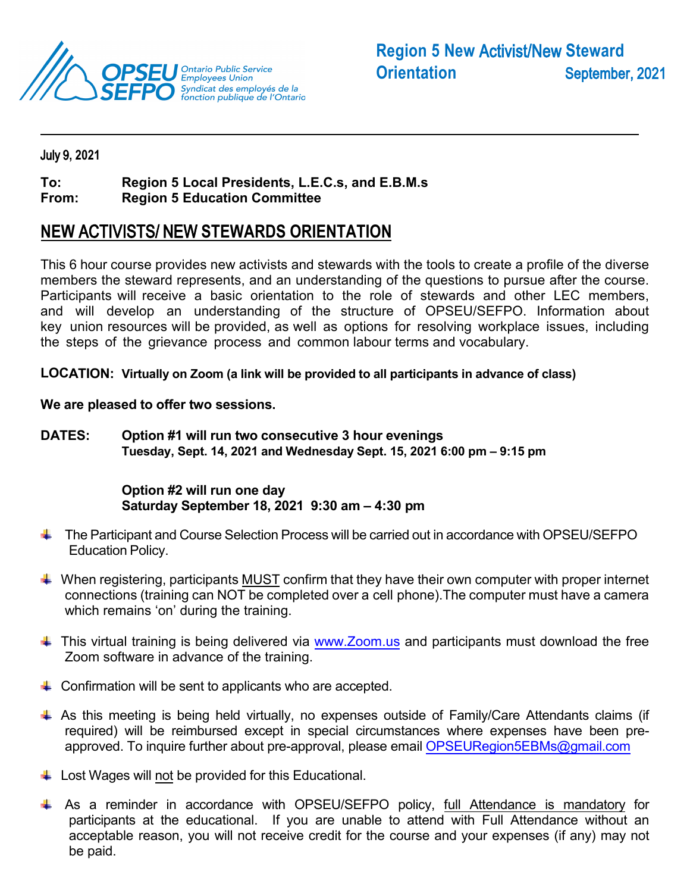OPSEU SEFPO Ontario Public Service Employees Union Syndicat des employés de la fonction publique de l'Ontario

**Region 5 New Activist/New Steward Orientation** **September, 2021**

---

July 9, 2021

**To:** **Region 5 Local Presidents, L.E.C.s, and E.B.M.s**
**From:** **Region 5 Education Committee**

## NEW ACTIVISTS/ NEW STEWARDS ORIENTATION

This 6 hour course provides new activists and stewards with the tools to create a profile of the diverse members the steward represents, and an understanding of the questions to pursue after the course. Participants will receive a basic orientation to the role of stewards and other LEC members, and will develop an understanding of the structure of OPSEU/SEFPO. Information about key union resources will be provided, as well as options for resolving workplace issues, including the steps of the grievance process and common labour terms and vocabulary.

**LOCATION: Virtually on Zoom (a link will be provided to all participants in advance of class)**

**We are pleased to offer two sessions.**

**DATES:** **Option #1 will run two consecutive 3 hour evenings**
**Tuesday, Sept. 14, 2021 and Wednesday Sept. 15, 2021 6:00 pm – 9:15 pm**

**Option #2 will run one day**
**Saturday September 18, 2021 9:30 am – 4:30 pm**

- The Participant and Course Selection Process will be carried out in accordance with OPSEU/SEFPO Education Policy.
- When registering, participants MUST confirm that they have their own computer with proper internet connections (training can NOT be completed over a cell phone).The computer must have a camera which remains 'on' during the training.
- This virtual training is being delivered via www.Zoom.us and participants must download the free Zoom software in advance of the training.
- Confirmation will be sent to applicants who are accepted.
- As this meeting is being held virtually, no expenses outside of Family/Care Attendants claims (if required) will be reimbursed except in special circumstances where expenses have been pre-approved. To inquire further about pre-approval, please email OPSEURegion5EBMs@gmail.com
- Lost Wages will not be provided for this Educational.
- As a reminder in accordance with OPSEU/SEFPO policy, full Attendance is mandatory for participants at the educational. If you are unable to attend with Full Attendance without an acceptable reason, you will not receive credit for the course and your expenses (if any) may not be paid.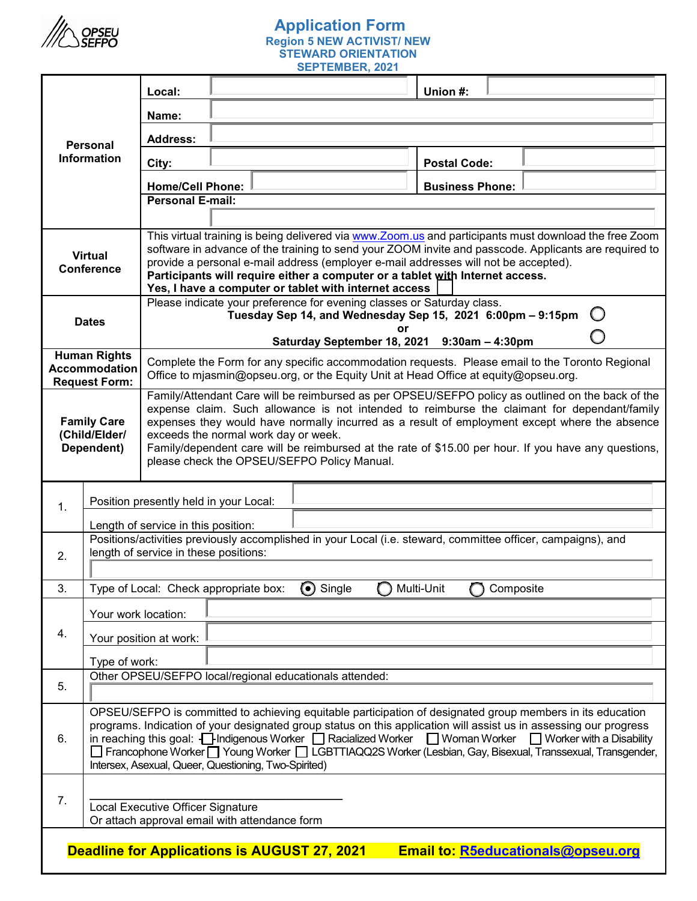OPSEU SEFPO

# Application Form

### Region 5 NEW ACTIVIST/ NEW STEWARD ORIENTATION
### SEPTEMBER, 2021

| | | | | |
|---|---|---|---|---|
| **Personal Information** | **Local:** | | **Union #:** | |
| | **Name:** | | | |
| | **Address:** | | | |
| | **City:** | | **Postal Code:** | |
| | **Home/Cell Phone:** | | **Business Phone:** | |
| | **Personal E-mail:** | | | |
| **Virtual Conference** | This virtual training is being delivered via www.Zoom.us and participants must download the free Zoom software in advance of the training to send your ZOOM invite and passcode. Applicants are required to provide a personal e-mail address (employer e-mail addresses will not be accepted). **Participants will require either a computer or a tablet with Internet access.** **Yes, I have a computer or tablet with internet access** ☐ | | | |
| **Dates** | Please indicate your preference for evening classes or Saturday class. **Tuesday Sep 14, and Wednesday Sep 15, 2021 6:00pm – 9:15pm** ○ **or** **Saturday September 18, 2021 9:30am – 4:30pm** ○ | | | |
| **Human Rights Accommodation Request Form:** | Complete the Form for any specific accommodation requests. Please email to the Toronto Regional Office to mjasmin@opseu.org, or the Equity Unit at Head Office at equity@opseu.org. | | | |
| **Family Care (Child/Elder/ Dependent)** | Family/Attendant Care will be reimbursed as per OPSEU/SEFPO policy as outlined on the back of the expense claim. Such allowance is not intended to reimburse the claimant for dependant/family expenses they would have normally incurred as a result of employment except where the absence exceeds the normal work day or week. Family/dependent care will be reimbursed at the rate of $15.00 per hour. If you have any questions, please check the OPSEU/SEFPO Policy Manual. | | | |

| | | |
|---|---|---|
| 1. | Position presently held in your Local: | |
| | Length of service in this position: | |
| 2. | Positions/activities previously accomplished in your Local (i.e. steward, committee officer, campaigns), and length of service in these positions: | |
| 3. | Type of Local: Check appropriate box: ◉ Single ○ Multi-Unit ○ Composite | |
| 4. | Your work location: | |
| | Your position at work: | |
| | Type of work: | |
| 5. | Other OPSEU/SEFPO local/regional educationals attended: | |
| 6. | OPSEU/SEFPO is committed to achieving equitable participation of designated group members in its education programs. Indication of your designated group status on this application will assist us in assessing our progress in reaching this goal: ☐ Indigenous Worker ☐ Racialized Worker ☐ Woman Worker ☐ Worker with a Disability ☐ Francophone Worker ☐ Young Worker ☐ LGBTTIAQQ2S Worker (Lesbian, Gay, Bisexual, Transsexual, Transgender, Intersex, Asexual, Queer, Questioning, Two-Spirited) | |
| 7. | ______________________________ Local Executive Officer Signature Or attach approval email with attendance form | |

**Deadline for Applications is AUGUST 27, 2021** **Email to: R5educationals@opseu.org**